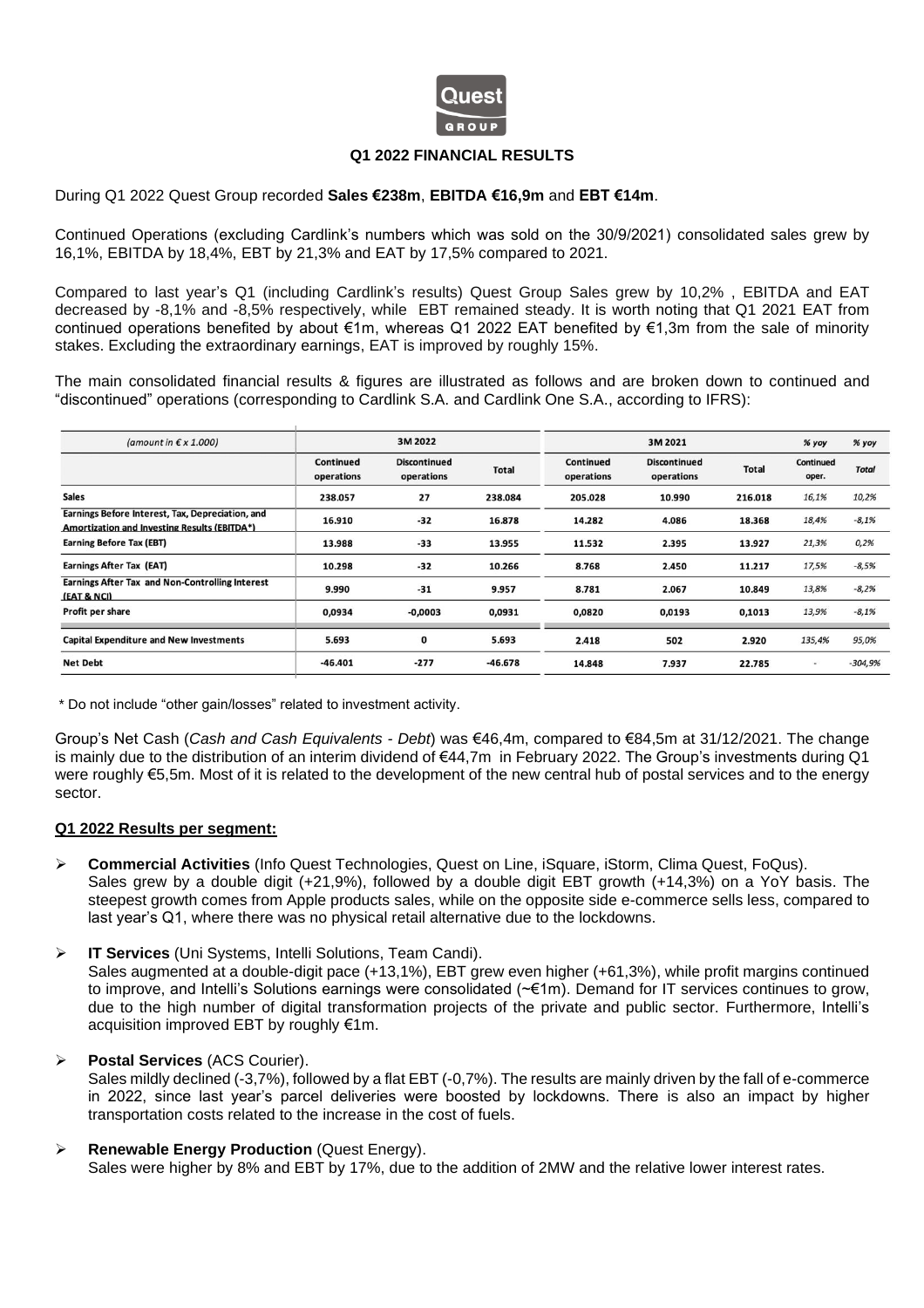# Q1 2022 FINANCIAL RESULTS

During Q1 2022 Quest Group recorded **Sales €238m**, **EBITDA €16,9m** and **EBT €14m**.

Continued Operations (excluding Cardlink's numbers which was sold on the 30/9/2021) consolidated sales grew by 16,1%, EBITDA by 18,4%, EBT by 21,3% and EAT by 17,5% compared to 2021.

Compared to last year's Q1 (including Cardlink's results) Quest Group Sales grew by 10,2% , EBITDA and EAT decreased by -8,1% and -8,5% respectively, while EBT remained steady. It is worth noting that Q1 2021 EAT from continued operations benefited by about €1m, whereas Q1 2022 EAT benefited by €1,3m from the sale of minority stakes. Excluding the extraordinary earnings, EAT is improved by roughly 15%.

The main consolidated financial results & figures are illustrated as follows and are broken down to continued and "discontinued" operations (corresponding to Cardlink S.A. and Cardlink One S.A., according to IFRS):

| *(amount in € x 1.000)* | 3M 2022 | | | 3M 2021 | | | % yoy | % yoy |
|---|---|---|---|---|---|---|---|---|
| | Continued operations | Discontinued operations | Total | Continued operations | Discontinued operations | Total | Continued oper. | *Total* |
| **Sales** | 238.057 | 27 | 238.084 | 205.028 | 10.990 | 216.018 | *16,1%* | *10,2%* |
| **Earnings Before Interest, Tax, Depreciation, and Amortization and Investing Results (EBITDA\*)** | 16.910 | -32 | 16.878 | 14.282 | 4.086 | 18.368 | *18,4%* | *-8,1%* |
| **Earning Before Tax (EBT)** | 13.988 | -33 | 13.955 | 11.532 | 2.395 | 13.927 | *21,3%* | *0,2%* |
| **Earnings After Tax (EAT)** | 10.298 | -32 | 10.266 | 8.768 | 2.450 | 11.217 | *17,5%* | *-8,5%* |
| **Earnings After Tax and Non-Controlling Interest (EAT & NCI)** | 9.990 | -31 | 9.957 | 8.781 | 2.067 | 10.849 | *13,8%* | *-8,2%* |
| **Profit per share** | 0,0934 | -0,0003 | 0,0931 | 0,0820 | 0,0193 | 0,1013 | *13,9%* | *-8,1%* |
| **Capital Expenditure and New Investments** | 5.693 | 0 | 5.693 | 2.418 | 502 | 2.920 | *135,4%* | *95,0%* |
| **Net Debt** | -46.401 | -277 | -46.678 | 14.848 | 7.937 | 22.785 | - | *-304,9%* |

\* Do not include "other gain/losses" related to investment activity.

Group's Net Cash (*Cash and Cash Equivalents - Debt*) was €46,4m, compared to €84,5m at 31/12/2021. The change is mainly due to the distribution of an interim dividend of €44,7m in February 2022. The Group's investments during Q1 were roughly €5,5m. Most of it is related to the development of the new central hub of postal services and to the energy sector.

## Q1 2022 Results per segment:

- **Commercial Activities** (Info Quest Technologies, Quest on Line, iSquare, iStorm, Clima Quest, FoQus).
  Sales grew by a double digit (+21,9%), followed by a double digit EBT growth (+14,3%) on a YoY basis. The steepest growth comes from Apple products sales, while on the opposite side e-commerce sells less, compared to last year's Q1, where there was no physical retail alternative due to the lockdowns.

- **IT Services** (Uni Systems, Intelli Solutions, Team Candi).
  Sales augmented at a double-digit pace (+13,1%), EBT grew even higher (+61,3%), while profit margins continued to improve, and Intelli's Solutions earnings were consolidated (~€1m). Demand for IT services continues to grow, due to the high number of digital transformation projects of the private and public sector. Furthermore, Intelli's acquisition improved EBT by roughly €1m.

- **Postal Services** (ACS Courier).
  Sales mildly declined (-3,7%), followed by a flat EBT (-0,7%). The results are mainly driven by the fall of e-commerce in 2022, since last year's parcel deliveries were boosted by lockdowns. There is also an impact by higher transportation costs related to the increase in the cost of fuels.

- **Renewable Energy Production** (Quest Energy).
  Sales were higher by 8% and EBT by 17%, due to the addition of 2MW and the relative lower interest rates.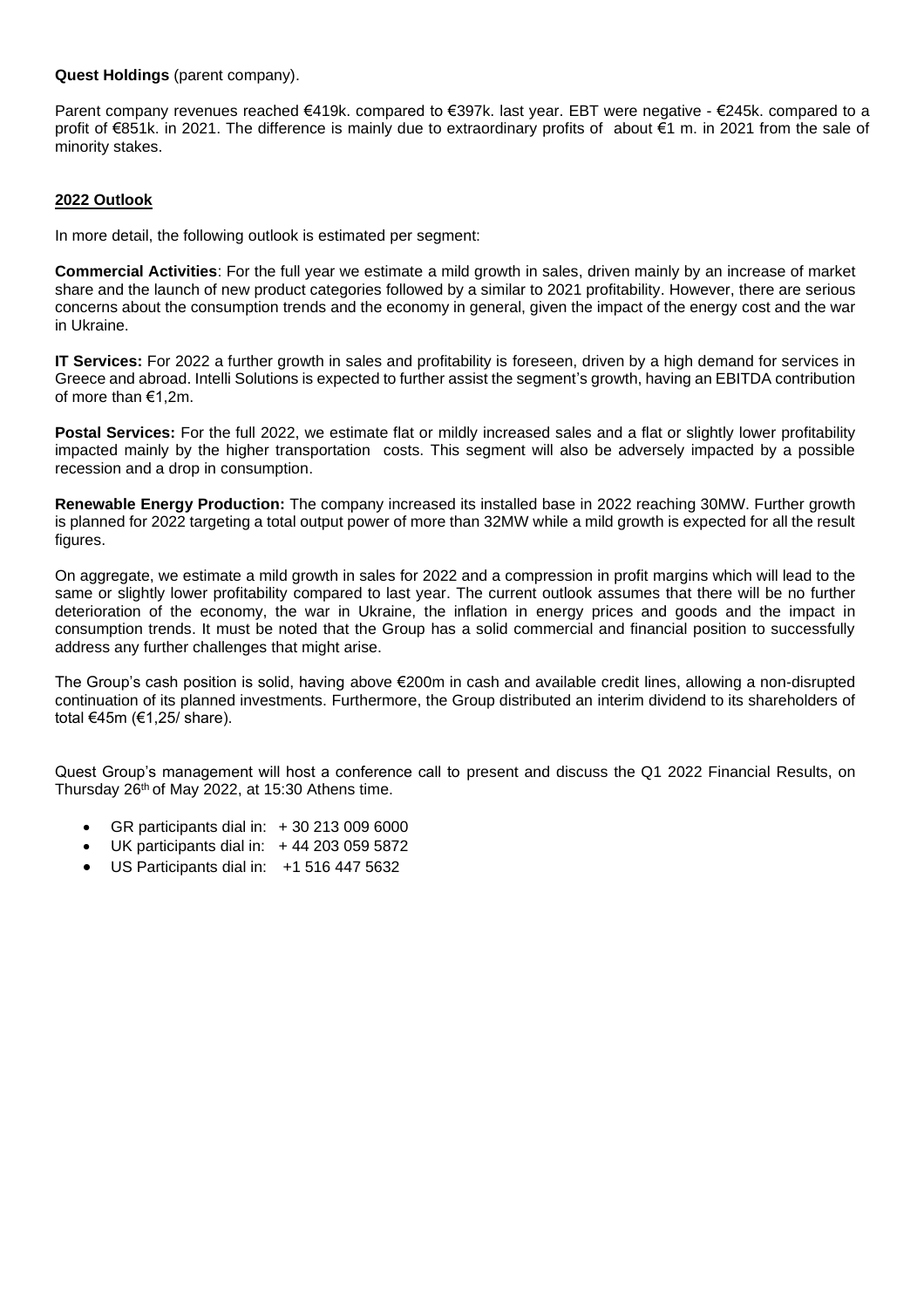**Quest Holdings** (parent company).

Parent company revenues reached €419k. compared to €397k. last year. EBT were negative - €245k. compared to a profit of €851k. in 2021. The difference is mainly due to extraordinary profits of about €1 m. in 2021 from the sale of minority stakes.

## 2022 Outlook

In more detail, the following outlook is estimated per segment:

**Commercial Activities**: For the full year we estimate a mild growth in sales, driven mainly by an increase of market share and the launch of new product categories followed by a similar to 2021 profitability. However, there are serious concerns about the consumption trends and the economy in general, given the impact of the energy cost and the war in Ukraine.

**IT Services:** For 2022 a further growth in sales and profitability is foreseen, driven by a high demand for services in Greece and abroad. Intelli Solutions is expected to further assist the segment's growth, having an EBITDA contribution of more than €1,2m.

**Postal Services:** For the full 2022, we estimate flat or mildly increased sales and a flat or slightly lower profitability impacted mainly by the higher transportation costs. This segment will also be adversely impacted by a possible recession and a drop in consumption.

**Renewable Energy Production:** The company increased its installed base in 2022 reaching 30MW. Further growth is planned for 2022 targeting a total output power of more than 32MW while a mild growth is expected for all the result figures.

On aggregate, we estimate a mild growth in sales for 2022 and a compression in profit margins which will lead to the same or slightly lower profitability compared to last year. The current outlook assumes that there will be no further deterioration of the economy, the war in Ukraine, the inflation in energy prices and goods and the impact in consumption trends. It must be noted that the Group has a solid commercial and financial position to successfully address any further challenges that might arise.

The Group's cash position is solid, having above €200m in cash and available credit lines, allowing a non-disrupted continuation of its planned investments. Furthermore, the Group distributed an interim dividend to its shareholders of total €45m (€1,25/ share).

Quest Group's management will host a conference call to present and discuss the Q1 2022 Financial Results, on Thursday 26th of May 2022, at 15:30 Athens time.

- GR participants dial in: + 30 213 009 6000
- UK participants dial in: + 44 203 059 5872
- US Participants dial in: +1 516 447 5632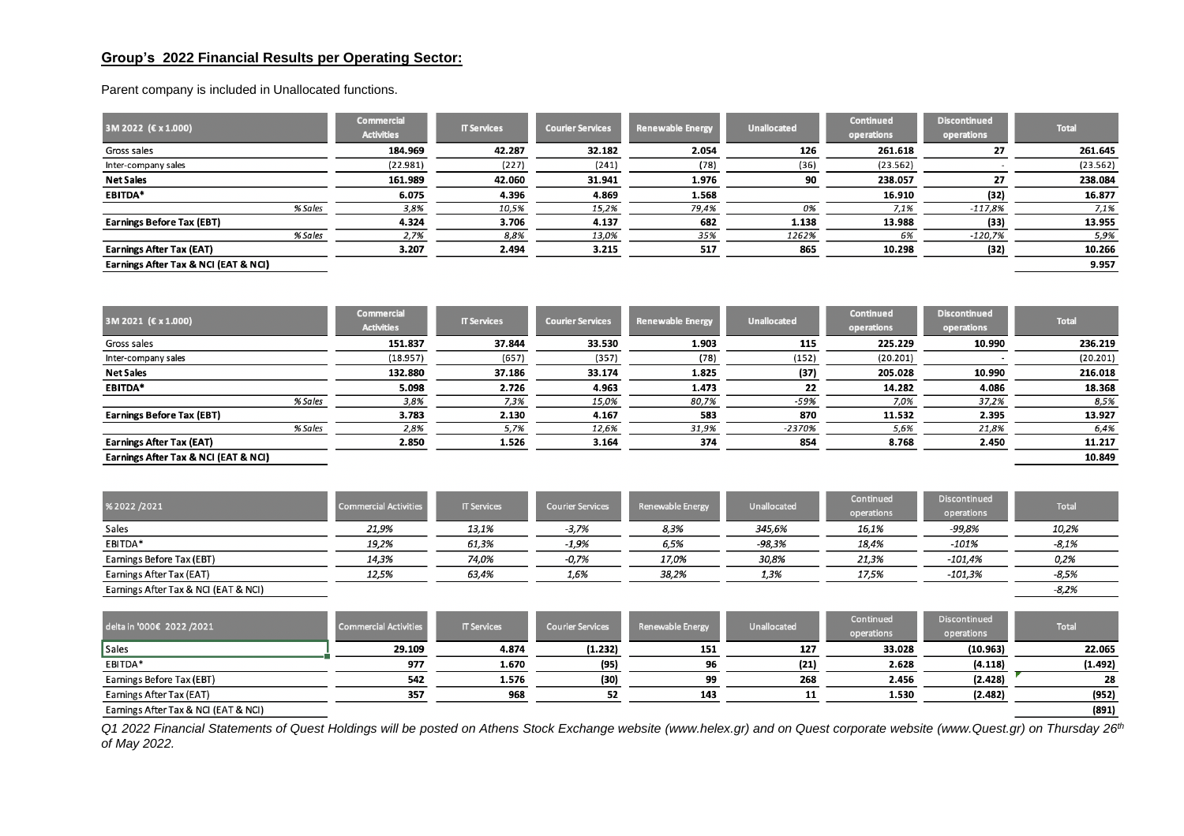## Group's 2022 Financial Results per Operating Sector:

Parent company is included in Unallocated functions.

| 3M 2022 (€ x 1.000) | Commercial Activities | IT Services | Courier Services | Renewable Energy | Unallocated | Continued operations | Discontinued operations | Total |
|---|---|---|---|---|---|---|---|---|
| Gross sales | 184.969 | 42.287 | 32.182 | 2.054 | 126 | 261.618 | 27 | 261.645 |
| Inter-company sales | (22.981) | (227) | (241) | (78) | (36) | (23.562) | - | (23.562) |
| **Net Sales** | **161.989** | **42.060** | **31.941** | **1.976** | **90** | **238.057** | **27** | **238.084** |
| **EBITDA*** | **6.075** | **4.396** | **4.869** | **1.568** | | **16.910** | **(32)** | **16.877** |
| *% Sales* | *3,8%* | *10,5%* | *15,2%* | *79,4%* | *0%* | *7,1%* | *-117,8%* | *7,1%* |
| **Earnings Before Tax (EBT)** | **4.324** | **3.706** | **4.137** | **682** | **1.138** | **13.988** | **(33)** | **13.955** |
| *% Sales* | *2,7%* | *8,8%* | *13,0%* | *35%* | *1262%* | *6%* | *-120,7%* | *5,9%* |
| **Earnings After Tax (EAT)** | **3.207** | **2.494** | **3.215** | **517** | **865** | **10.298** | **(32)** | **10.266** |
| **Earnings After Tax & NCI (EAT & NCI)** | | | | | | | | **9.957** |

| 3M 2021 (€ x 1.000) | Commercial Activities | IT Services | Courier Services | Renewable Energy | Unallocated | Continued operations | Discontinued operations | Total |
|---|---|---|---|---|---|---|---|---|
| Gross sales | 151.837 | 37.844 | 33.530 | 1.903 | 115 | 225.229 | 10.990 | 236.219 |
| Inter-company sales | (18.957) | (657) | (357) | (78) | (152) | (20.201) | - | (20.201) |
| **Net Sales** | **132.880** | **37.186** | **33.174** | **1.825** | **(37)** | **205.028** | **10.990** | **216.018** |
| **EBITDA*** | **5.098** | **2.726** | **4.963** | **1.473** | **22** | **14.282** | **4.086** | **18.368** |
| *% Sales* | *3,8%* | *7,3%* | *15,0%* | *80,7%* | *-59%* | *7,0%* | *37,2%* | *8,5%* |
| **Earnings Before Tax (EBT)** | **3.783** | **2.130** | **4.167** | **583** | **870** | **11.532** | **2.395** | **13.927** |
| *% Sales* | *2,8%* | *5,7%* | *12,6%* | *31,9%* | *-2370%* | *5,6%* | *21,8%* | *6,4%* |
| **Earnings After Tax (EAT)** | **2.850** | **1.526** | **3.164** | **374** | **854** | **8.768** | **2.450** | **11.217** |
| **Earnings After Tax & NCI (EAT & NCI)** | | | | | | | | **10.849** |

| % 2022 /2021 | Commercial Activities | IT Services | Courier Services | Renewable Energy | Unallocated | Continued operations | Discontinued operations | Total |
|---|---|---|---|---|---|---|---|---|
| Sales | *21,9%* | *13,1%* | *-3,7%* | *8,3%* | *345,6%* | *16,1%* | *-99,8%* | *10,2%* |
| EBITDA* | *19,2%* | *61,3%* | *-1,9%* | *6,5%* | *-98,3%* | *18,4%* | *-101%* | *-8,1%* |
| Earnings Before Tax (EBT) | *14,3%* | *74,0%* | *-0,7%* | *17,0%* | *30,8%* | *21,3%* | *-101,4%* | *0,2%* |
| Earnings After Tax (EAT) | *12,5%* | *63,4%* | *1,6%* | *38,2%* | *1,3%* | *17,5%* | *-101,3%* | *-8,5%* |
| Earnings After Tax & NCI (EAT & NCI) | | | | | | | | *-8,2%* |

| delta in '000€ 2022 /2021 | Commercial Activities | IT Services | Courier Services | Renewable Energy | Unallocated | Continued operations | Discontinued operations | Total |
|---|---|---|---|---|---|---|---|---|
| Sales | **29.109** | **4.874** | **(1.232)** | **151** | **127** | **33.028** | **(10.963)** | **22.065** |
| EBITDA* | **977** | **1.670** | **(95)** | **96** | **(21)** | **2.628** | **(4.118)** | **(1.492)** |
| Earnings Before Tax (EBT) | **542** | **1.576** | **(30)** | **99** | **268** | **2.456** | **(2.428)** | **28** |
| Earnings After Tax (EAT) | **357** | **968** | **52** | **143** | **11** | **1.530** | **(2.482)** | **(952)** |
| Earnings After Tax & NCI (EAT & NCI) | | | | | | | | **(891)** |

*Q1 2022 Financial Statements of Quest Holdings will be posted on Athens Stock Exchange website (www.helex.gr) and on Quest corporate website (www.Quest.gr) on Thursday 26th of May 2022.*